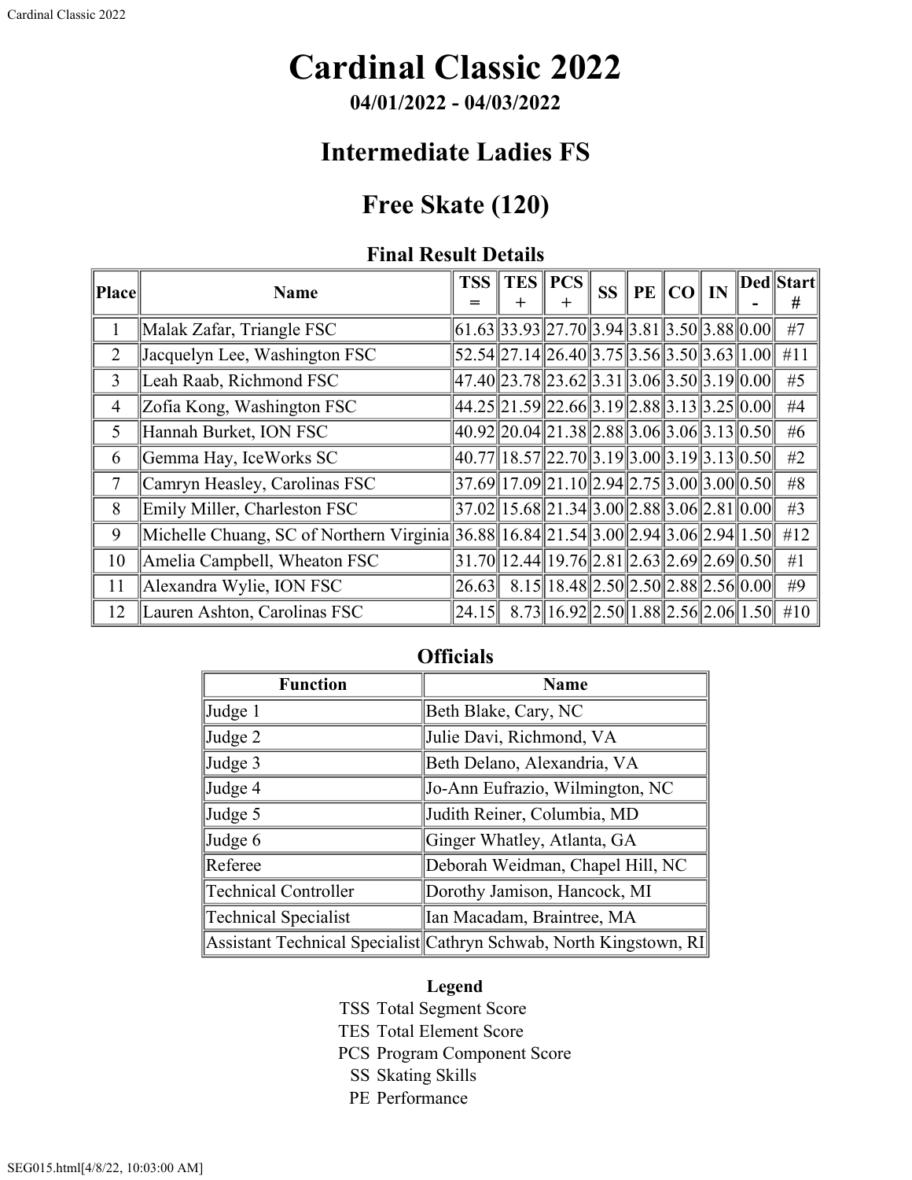# Cardinal Classic 2022

**04/01/2022 - 04/03/2022**

## Intermediate Ladies FS

## Free Skate (120)

### Final Result Details

| Place | Name | TSS = | TES + | PCS + | SS | PE | CO | IN | Ded - | Start # |
|---|---|---|---|---|---|---|---|---|---|---|
| 1 | Malak Zafar, Triangle FSC | 61.63 | 33.93 | 27.70 | 3.94 | 3.81 | 3.50 | 3.88 | 0.00 | #7 |
| 2 | Jacquelyn Lee, Washington FSC | 52.54 | 27.14 | 26.40 | 3.75 | 3.56 | 3.50 | 3.63 | 1.00 | #11 |
| 3 | Leah Raab, Richmond FSC | 47.40 | 23.78 | 23.62 | 3.31 | 3.06 | 3.50 | 3.19 | 0.00 | #5 |
| 4 | Zofia Kong, Washington FSC | 44.25 | 21.59 | 22.66 | 3.19 | 2.88 | 3.13 | 3.25 | 0.00 | #4 |
| 5 | Hannah Burket, ION FSC | 40.92 | 20.04 | 21.38 | 2.88 | 3.06 | 3.06 | 3.13 | 0.50 | #6 |
| 6 | Gemma Hay, IceWorks SC | 40.77 | 18.57 | 22.70 | 3.19 | 3.00 | 3.19 | 3.13 | 0.50 | #2 |
| 7 | Camryn Heasley, Carolinas FSC | 37.69 | 17.09 | 21.10 | 2.94 | 2.75 | 3.00 | 3.00 | 0.50 | #8 |
| 8 | Emily Miller, Charleston FSC | 37.02 | 15.68 | 21.34 | 3.00 | 2.88 | 3.06 | 2.81 | 0.00 | #3 |
| 9 | Michelle Chuang, SC of Northern Virginia | 36.88 | 16.84 | 21.54 | 3.00 | 2.94 | 3.06 | 2.94 | 1.50 | #12 |
| 10 | Amelia Campbell, Wheaton FSC | 31.70 | 12.44 | 19.76 | 2.81 | 2.63 | 2.69 | 2.69 | 0.50 | #1 |
| 11 | Alexandra Wylie, ION FSC | 26.63 | 8.15 | 18.48 | 2.50 | 2.50 | 2.88 | 2.56 | 0.00 | #9 |
| 12 | Lauren Ashton, Carolinas FSC | 24.15 | 8.73 | 16.92 | 2.50 | 1.88 | 2.56 | 2.06 | 1.50 | #10 |

### Officials

| Function | Name |
|---|---|
| Judge 1 | Beth Blake, Cary, NC |
| Judge 2 | Julie Davi, Richmond, VA |
| Judge 3 | Beth Delano, Alexandria, VA |
| Judge 4 | Jo-Ann Eufrazio, Wilmington, NC |
| Judge 5 | Judith Reiner, Columbia, MD |
| Judge 6 | Ginger Whatley, Atlanta, GA |
| Referee | Deborah Weidman, Chapel Hill, NC |
| Technical Controller | Dorothy Jamison, Hancock, MI |
| Technical Specialist | Ian Macadam, Braintree, MA |
| Assistant Technical Specialist | Cathryn Schwab, North Kingstown, RI |

**Legend**

TSS Total Segment Score
TES Total Element Score
PCS Program Component Score
SS Skating Skills
PE Performance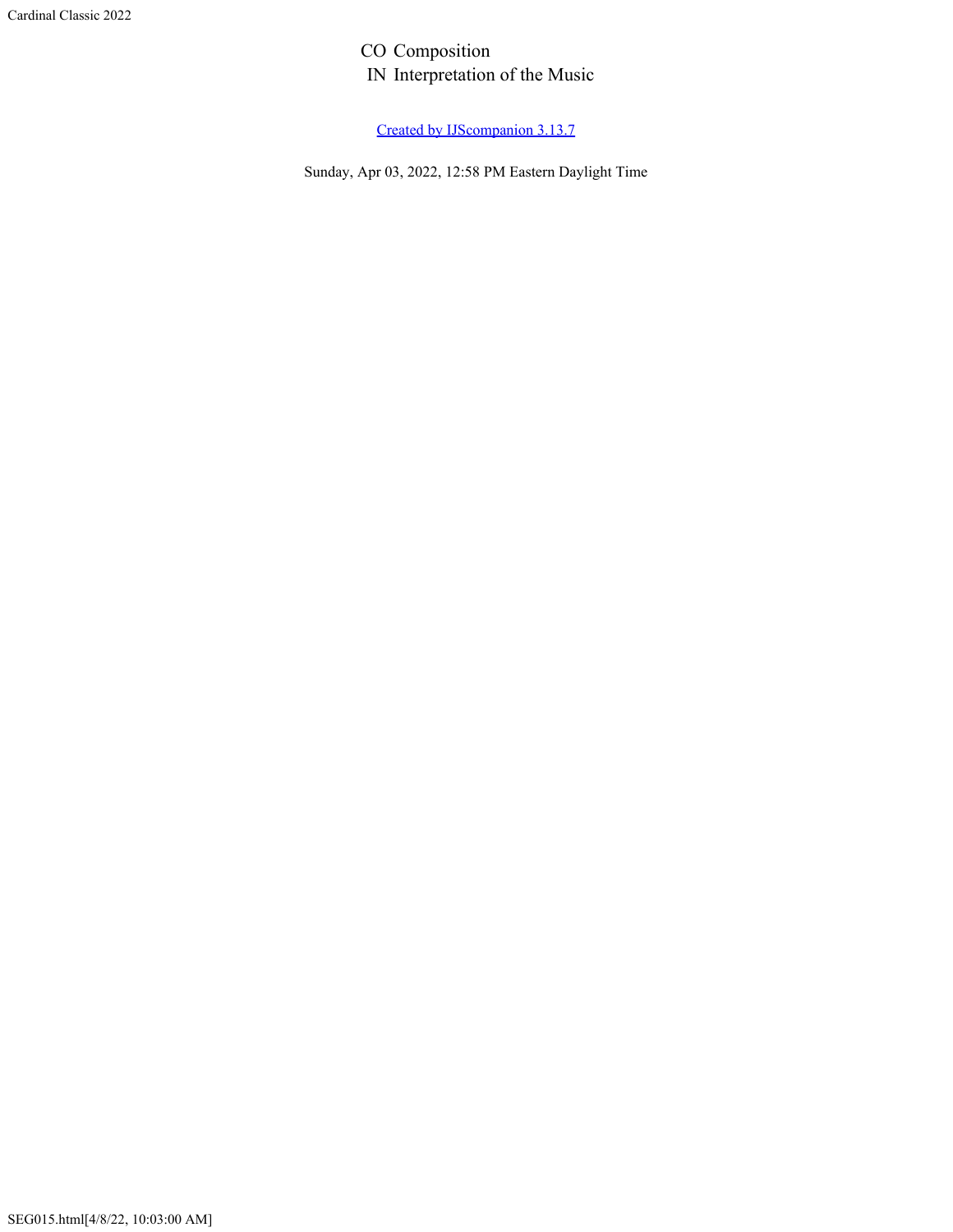CO Composition
IN Interpretation of the Music

[Created by IJScompanion 3.13.7]

Sunday, Apr 03, 2022, 12:58 PM Eastern Daylight Time